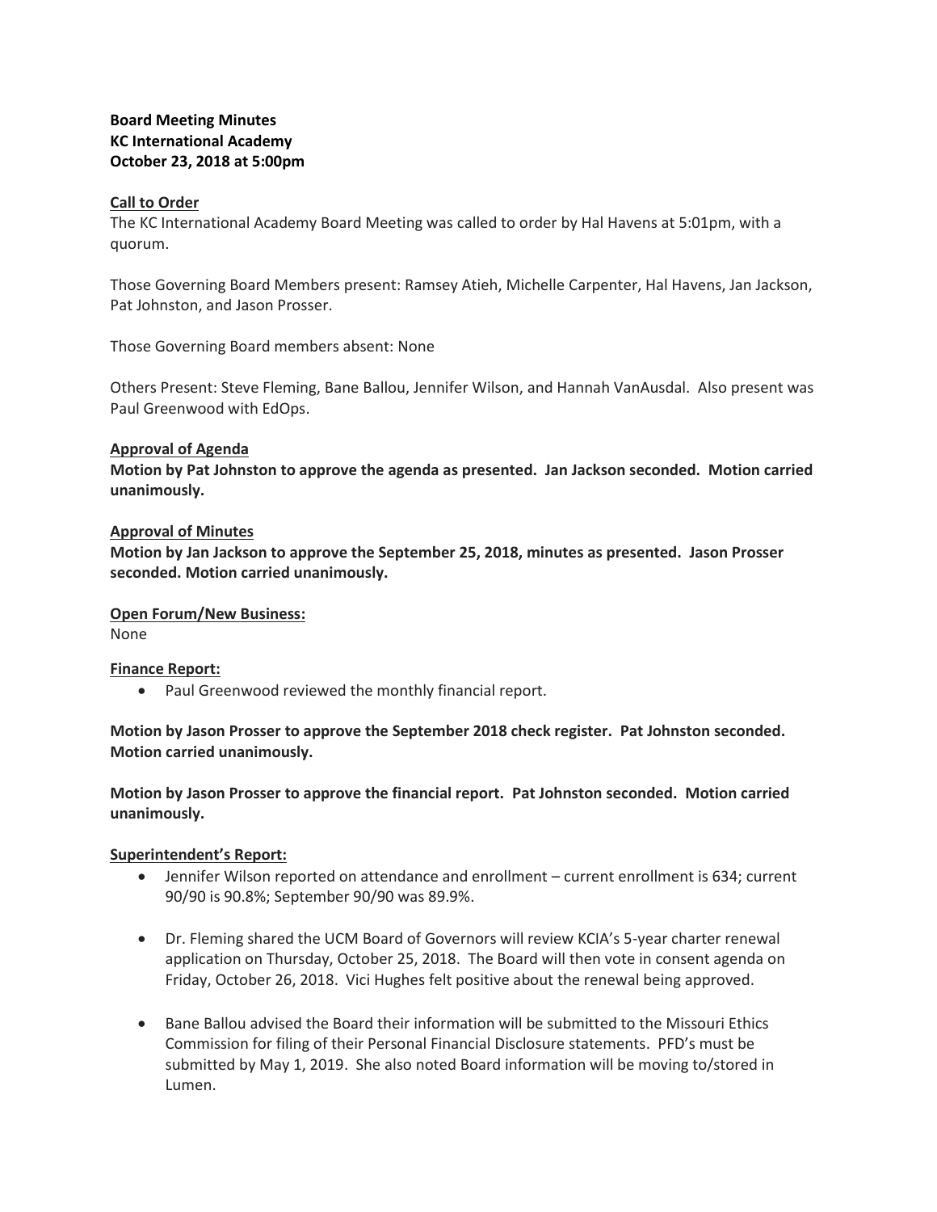**Board Meeting Minutes**
**KC International Academy**
**October 23, 2018 at 5:00pm**

**Call to Order**

The KC International Academy Board Meeting was called to order by Hal Havens at 5:01pm, with a quorum.

Those Governing Board Members present: Ramsey Atieh, Michelle Carpenter, Hal Havens, Jan Jackson, Pat Johnston, and Jason Prosser.

Those Governing Board members absent: None

Others Present: Steve Fleming, Bane Ballou, Jennifer Wilson, and Hannah VanAusdal. Also present was Paul Greenwood with EdOps.

**Approval of Agenda**

**Motion by Pat Johnston to approve the agenda as presented. Jan Jackson seconded. Motion carried unanimously.**

**Approval of Minutes**

**Motion by Jan Jackson to approve the September 25, 2018, minutes as presented. Jason Prosser seconded. Motion carried unanimously.**

**Open Forum/New Business:**

None

**Finance Report:**

- Paul Greenwood reviewed the monthly financial report.

**Motion by Jason Prosser to approve the September 2018 check register. Pat Johnston seconded. Motion carried unanimously.**

**Motion by Jason Prosser to approve the financial report. Pat Johnston seconded. Motion carried unanimously.**

**Superintendent's Report:**

- Jennifer Wilson reported on attendance and enrollment – current enrollment is 634; current 90/90 is 90.8%; September 90/90 was 89.9%.

- Dr. Fleming shared the UCM Board of Governors will review KCIA's 5-year charter renewal application on Thursday, October 25, 2018. The Board will then vote in consent agenda on Friday, October 26, 2018. Vici Hughes felt positive about the renewal being approved.

- Bane Ballou advised the Board their information will be submitted to the Missouri Ethics Commission for filing of their Personal Financial Disclosure statements. PFD's must be submitted by May 1, 2019. She also noted Board information will be moving to/stored in Lumen.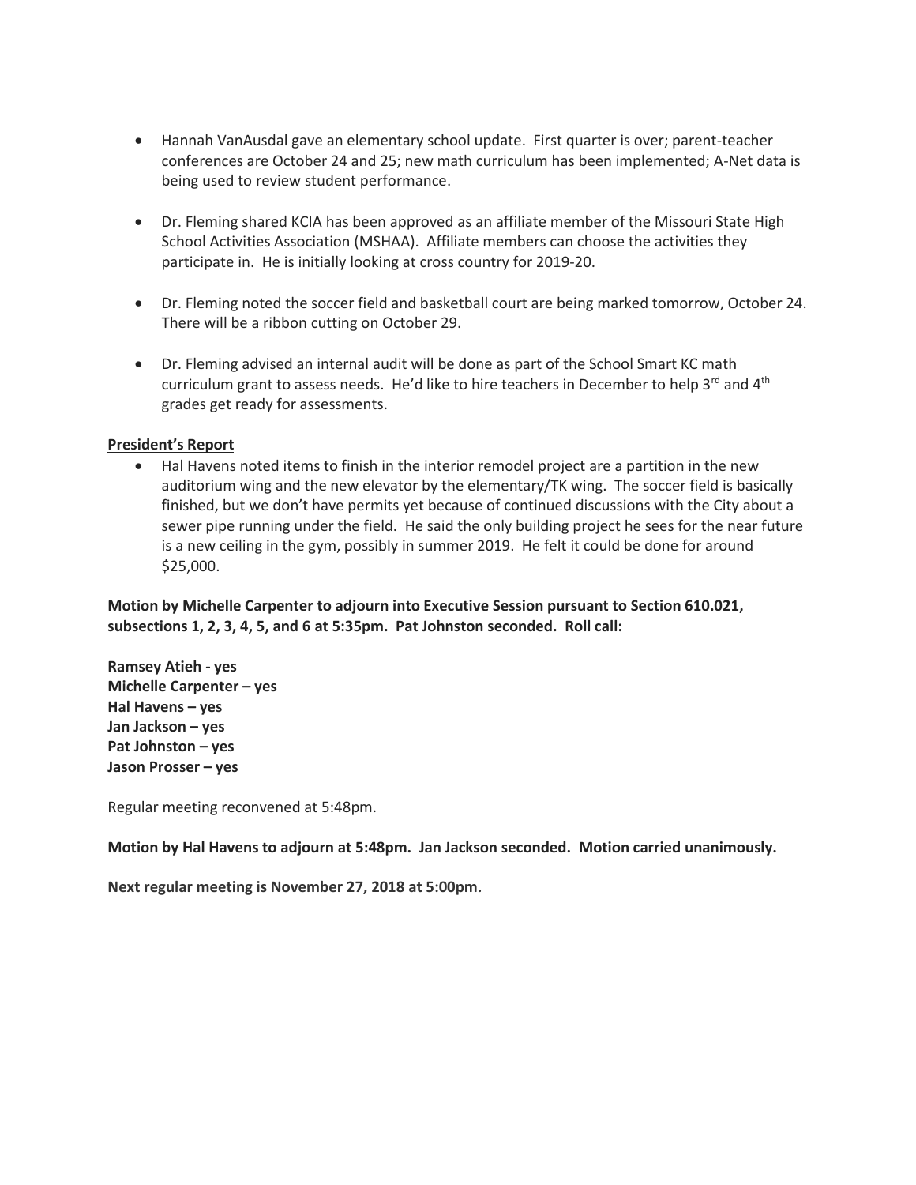- Hannah VanAusdal gave an elementary school update. First quarter is over; parent-teacher conferences are October 24 and 25; new math curriculum has been implemented; A-Net data is being used to review student performance.

- Dr. Fleming shared KCIA has been approved as an affiliate member of the Missouri State High School Activities Association (MSHAA). Affiliate members can choose the activities they participate in. He is initially looking at cross country for 2019-20.

- Dr. Fleming noted the soccer field and basketball court are being marked tomorrow, October 24. There will be a ribbon cutting on October 29.

- Dr. Fleming advised an internal audit will be done as part of the School Smart KC math curriculum grant to assess needs. He'd like to hire teachers in December to help 3rd and 4th grades get ready for assessments.

**President's Report**

- Hal Havens noted items to finish in the interior remodel project are a partition in the new auditorium wing and the new elevator by the elementary/TK wing. The soccer field is basically finished, but we don't have permits yet because of continued discussions with the City about a sewer pipe running under the field. He said the only building project he sees for the near future is a new ceiling in the gym, possibly in summer 2019. He felt it could be done for around $25,000.

**Motion by Michelle Carpenter to adjourn into Executive Session pursuant to Section 610.021, subsections 1, 2, 3, 4, 5, and 6 at 5:35pm. Pat Johnston seconded. Roll call:**

**Ramsey Atieh - yes**
**Michelle Carpenter – yes**
**Hal Havens – yes**
**Jan Jackson – yes**
**Pat Johnston – yes**
**Jason Prosser – yes**

Regular meeting reconvened at 5:48pm.

**Motion by Hal Havens to adjourn at 5:48pm. Jan Jackson seconded. Motion carried unanimously.**

**Next regular meeting is November 27, 2018 at 5:00pm.**